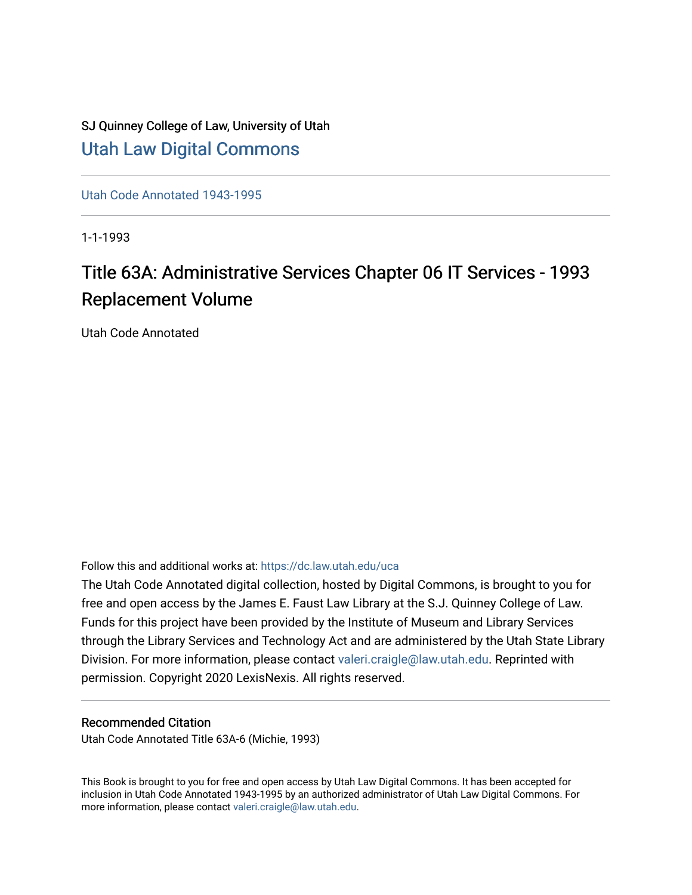SJ Quinney College of Law, University of Utah

# Utah Law Digital Commons

Utah Code Annotated 1943-1995

1-1-1993

## Title 63A: Administrative Services Chapter 06 IT Services - 1993 Replacement Volume

Utah Code Annotated

Follow this and additional works at: https://dc.law.utah.edu/uca

The Utah Code Annotated digital collection, hosted by Digital Commons, is brought to you for free and open access by the James E. Faust Law Library at the S.J. Quinney College of Law. Funds for this project have been provided by the Institute of Museum and Library Services through the Library Services and Technology Act and are administered by the Utah State Library Division. For more information, please contact valeri.craigle@law.utah.edu. Reprinted with permission. Copyright 2020 LexisNexis. All rights reserved.

### Recommended Citation

Utah Code Annotated Title 63A-6 (Michie, 1993)

This Book is brought to you for free and open access by Utah Law Digital Commons. It has been accepted for inclusion in Utah Code Annotated 1943-1995 by an authorized administrator of Utah Law Digital Commons. For more information, please contact valeri.craigle@law.utah.edu.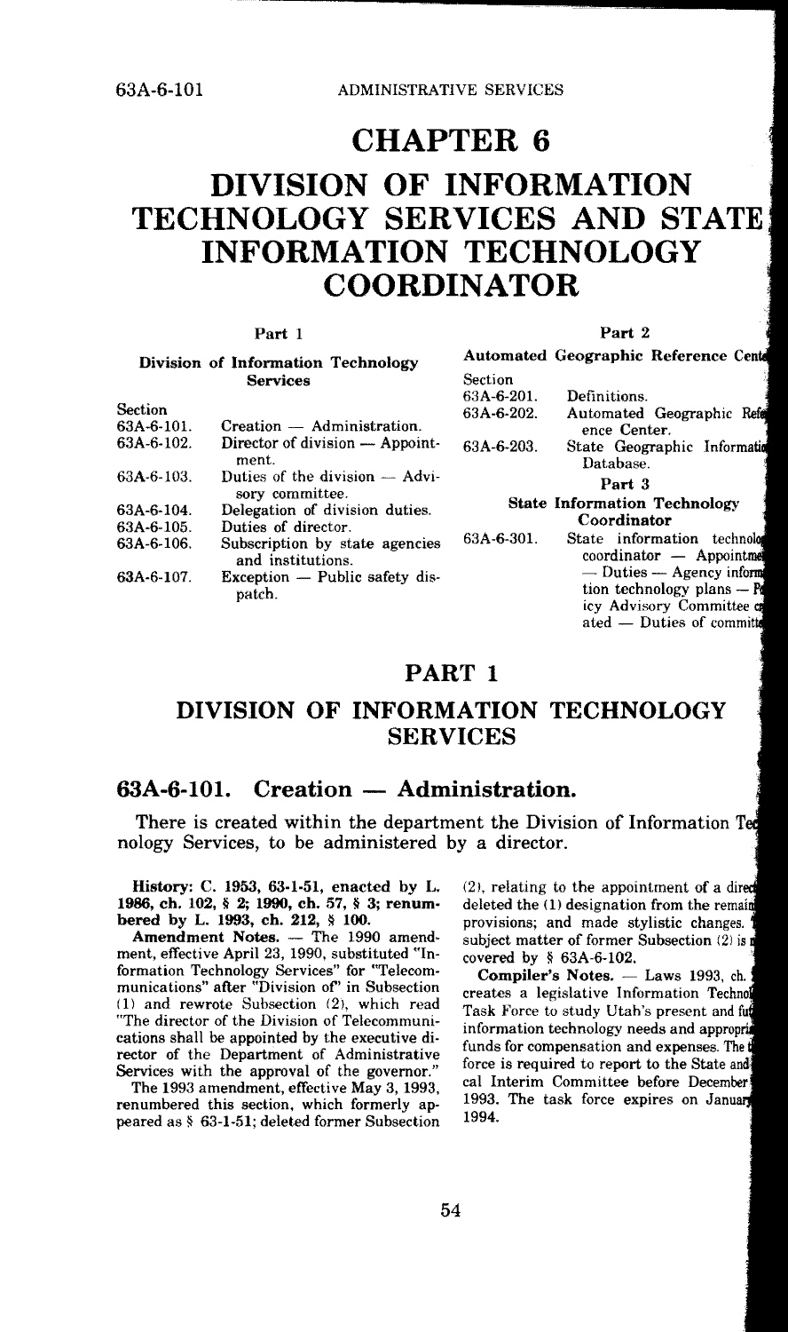# CHAPTER 6

# DIVISION OF INFORMATION TECHNOLOGY SERVICES AND STATE INFORMATION TECHNOLOGY COORDINATOR

**Part 1**

**Division of Information Technology Services**

| Section | |
|---|---|
| 63A-6-101. | Creation — Administration. |
| 63A-6-102. | Director of division — Appointment. |
| 63A-6-103. | Duties of the division — Advisory committee. |
| 63A-6-104. | Delegation of division duties. |
| 63A-6-105. | Duties of director. |
| 63A-6-106. | Subscription by state agencies and institutions. |
| 63A-6-107. | Exception — Public safety dispatch. |

**Part 2**

**Automated Geographic Reference Cent**

| Section | |
|---|---|
| 63A-6-201. | Definitions. |
| 63A-6-202. | Automated Geographic Refe ence Center. |
| 63A-6-203. | State Geographic Informati Database. |

**Part 3**

**State Information Technology Coordinator**

| Section | |
|---|---|
| 63A-6-301. | State information technolo coordinator — Appointme — Duties — Agency inform tion technology plans — P icy Advisory Committee c ated — Duties of committ |

## PART 1

## DIVISION OF INFORMATION TECHNOLOGY SERVICES

### 63A-6-101. Creation — Administration.

There is created within the department the Division of Information Te nology Services, to be administered by a director.

**History:** C. 1953, 63-1-51, enacted by L. **1986, ch. 102, § 2; 1990, ch. 57, § 3; renumbered by L. 1993, ch. 212, § 100.**

**Amendment Notes.** — The 1990 amendment, effective April 23, 1990, substituted "Information Technology Services" for "Telecommunications" after "Division of" in Subsection (1) and rewrote Subsection (2), which read "The director of the Division of Telecommunications shall be appointed by the executive director of the Department of Administrative Services with the approval of the governor."

The 1993 amendment, effective May 3, 1993, renumbered this section, which formerly appeared as § 63-1-51; deleted former Subsection (2), relating to the appointment of a direc deleted the (1) designation from the remain provisions; and made stylistic changes. subject matter of former Subsection (2) is covered by § 63A-6-102.

**Compiler's Notes.** — Laws 1993, ch. creates a legislative Information Technol Task Force to study Utah's present and fu information technology needs and appropri funds for compensation and expenses. The force is required to report to the State and cal Interim Committee before December 1993. The task force expires on Januar 1994.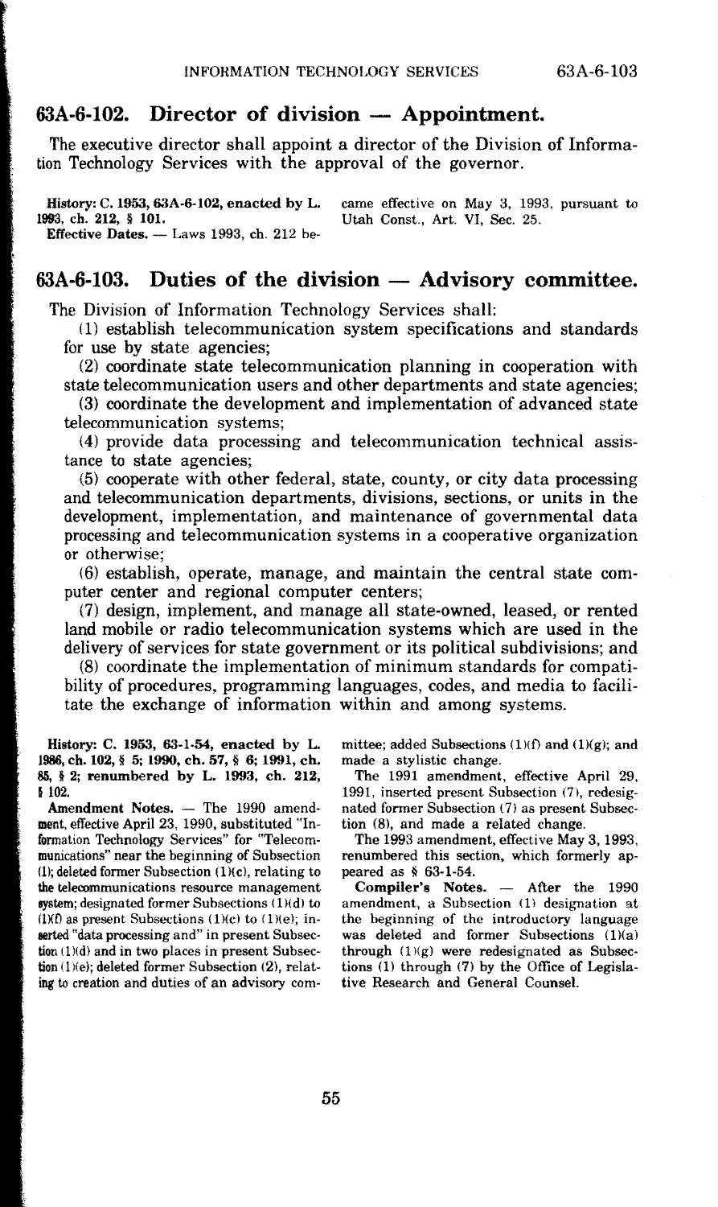## 63A-6-102. Director of division — Appointment.

The executive director shall appoint a director of the Division of Information Technology Services with the approval of the governor.

**History:** C. 1953, 63A-6-102, enacted by L. 1993, ch. 212, § 101.

**Effective Dates.** — Laws 1993, ch. 212 became effective on May 3, 1993, pursuant to Utah Const., Art. VI, Sec. 25.

## 63A-6-103. Duties of the division — Advisory committee.

The Division of Information Technology Services shall:

(1) establish telecommunication system specifications and standards for use by state agencies;

(2) coordinate state telecommunication planning in cooperation with state telecommunication users and other departments and state agencies;

(3) coordinate the development and implementation of advanced state telecommunication systems;

(4) provide data processing and telecommunication technical assistance to state agencies;

(5) cooperate with other federal, state, county, or city data processing and telecommunication departments, divisions, sections, or units in the development, implementation, and maintenance of governmental data processing and telecommunication systems in a cooperative organization or otherwise;

(6) establish, operate, manage, and maintain the central state computer center and regional computer centers;

(7) design, implement, and manage all state-owned, leased, or rented land mobile or radio telecommunication systems which are used in the delivery of services for state government or its political subdivisions; and

(8) coordinate the implementation of minimum standards for compatibility of procedures, programming languages, codes, and media to facilitate the exchange of information within and among systems.

**History:** C. 1953, 63-1-54, enacted by L. 1986, ch. 102, § 5; 1990, ch. 57, § 6; 1991, ch. 85, § 2; renumbered by L. 1993, ch. 212, § 102.

**Amendment Notes.** — The 1990 amendment, effective April 23, 1990, substituted "Information Technology Services" for "Telecommunications" near the beginning of Subsection (1); deleted former Subsection (1)(c), relating to the telecommunications resource management system; designated former Subsections (1)(d) to (1)(f) as present Subsections (1)(c) to (1)(e); inserted "data processing and" in present Subsection (1)(d) and in two places in present Subsection (1)(e); deleted former Subsection (2), relating to creation and duties of an advisory committee; added Subsections (1)(f) and (1)(g); and made a stylistic change.

The 1991 amendment, effective April 29, 1991, inserted present Subsection (7), redesignated former Subsection (7) as present Subsection (8), and made a related change.

The 1993 amendment, effective May 3, 1993, renumbered this section, which formerly appeared as § 63-1-54.

**Compiler's Notes.** — After the 1990 amendment, a Subsection (1) designation at the beginning of the introductory language was deleted and former Subsections (1)(a) through (1)(g) were redesignated as Subsections (1) through (7) by the Office of Legislative Research and General Counsel.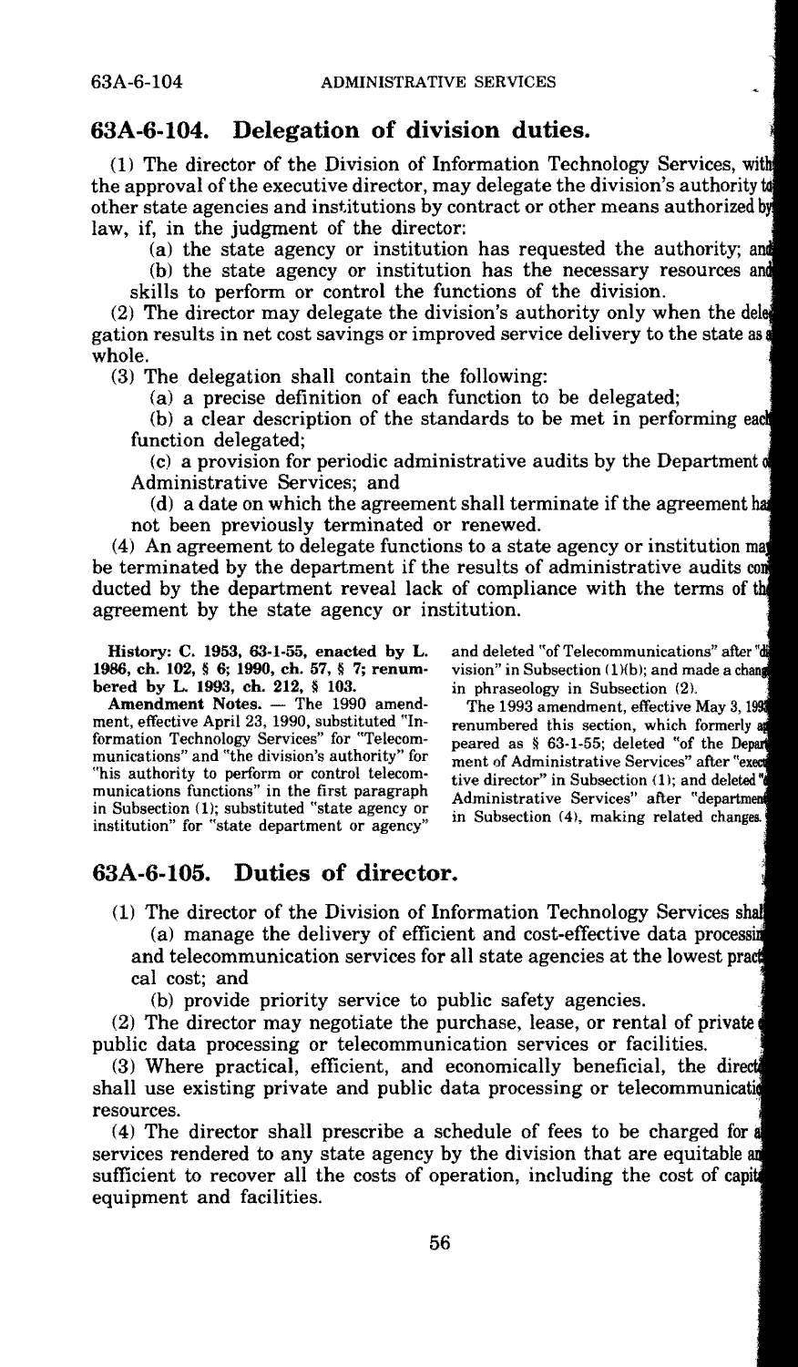## 63A-6-104. Delegation of division duties.

(1) The director of the Division of Information Technology Services, with the approval of the executive director, may delegate the division's authority to other state agencies and institutions by contract or other means authorized by law, if, in the judgment of the director:

(a) the state agency or institution has requested the authority; and

(b) the state agency or institution has the necessary resources and skills to perform or control the functions of the division.

(2) The director may delegate the division's authority only when the delegation results in net cost savings or improved service delivery to the state as a whole.

(3) The delegation shall contain the following:

(a) a precise definition of each function to be delegated;

(b) a clear description of the standards to be met in performing each function delegated;

(c) a provision for periodic administrative audits by the Department of Administrative Services; and

(d) a date on which the agreement shall terminate if the agreement has not been previously terminated or renewed.

(4) An agreement to delegate functions to a state agency or institution may be terminated by the department if the results of administrative audits conducted by the department reveal lack of compliance with the terms of the agreement by the state agency or institution.

**History: C. 1953, 63-1-55, enacted by L. 1986, ch. 102, § 6; 1990, ch. 57, § 7; renumbered by L. 1993, ch. 212, § 103.**

**Amendment Notes.** — The 1990 amendment, effective April 23, 1990, substituted "Information Technology Services" for "Telecommunications" and "the division's authority" for "his authority to perform or control telecommunications functions" in the first paragraph in Subsection (1); substituted "state agency or institution" for "state department or agency" and deleted "of Telecommunications" after "division" in Subsection (1)(b); and made a change in phraseology in Subsection (2).

The 1993 amendment, effective May 3, 1993, renumbered this section, which formerly appeared as § 63-1-55; deleted "of the Department of Administrative Services" after "executive director" in Subsection (1); and deleted "of Administrative Services" after "department" in Subsection (4), making related changes.

## 63A-6-105. Duties of director.

(1) The director of the Division of Information Technology Services shall:

(a) manage the delivery of efficient and cost-effective data processing and telecommunication services for all state agencies at the lowest practical cost; and

(b) provide priority service to public safety agencies.

(2) The director may negotiate the purchase, lease, or rental of private or public data processing or telecommunication services or facilities.

(3) Where practical, efficient, and economically beneficial, the director shall use existing private and public data processing or telecommunication resources.

(4) The director shall prescribe a schedule of fees to be charged for all services rendered to any state agency by the division that are equitable and sufficient to recover all the costs of operation, including the cost of capital equipment and facilities.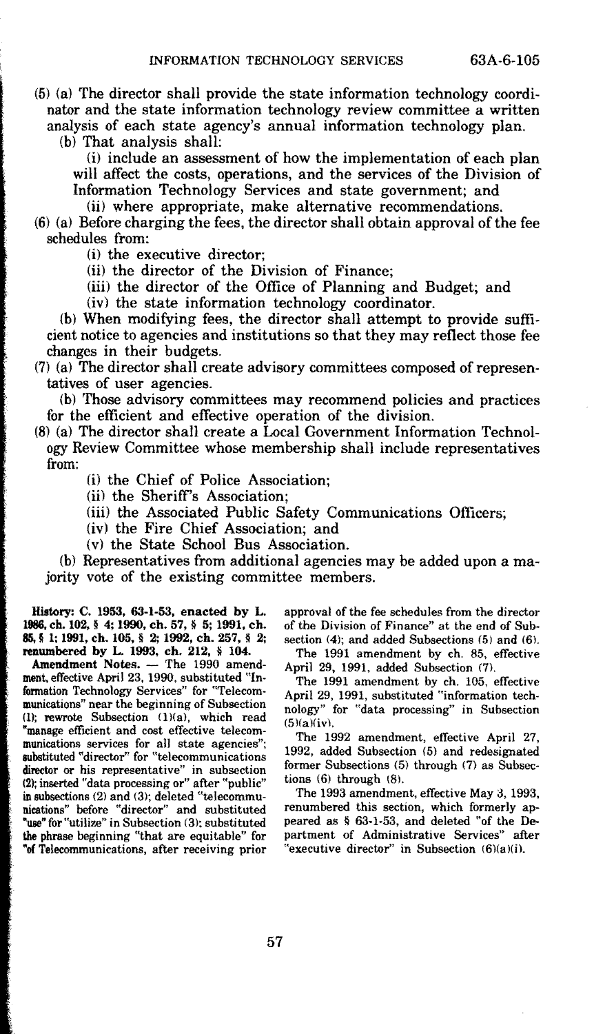(5) (a) The director shall provide the state information technology coordinator and the state information technology review committee a written analysis of each state agency's annual information technology plan.

(b) That analysis shall:

(i) include an assessment of how the implementation of each plan will affect the costs, operations, and the services of the Division of Information Technology Services and state government; and

(ii) where appropriate, make alternative recommendations.

(6) (a) Before charging the fees, the director shall obtain approval of the fee schedules from:

(i) the executive director;

(ii) the director of the Division of Finance;

(iii) the director of the Office of Planning and Budget; and

(iv) the state information technology coordinator.

(b) When modifying fees, the director shall attempt to provide sufficient notice to agencies and institutions so that they may reflect those fee changes in their budgets.

(7) (a) The director shall create advisory committees composed of representatives of user agencies.

(b) Those advisory committees may recommend policies and practices for the efficient and effective operation of the division.

(8) (a) The director shall create a Local Government Information Technology Review Committee whose membership shall include representatives from:

(i) the Chief of Police Association;

(ii) the Sheriff's Association;

(iii) the Associated Public Safety Communications Officers;

(iv) the Fire Chief Association; and

(v) the State School Bus Association.

(b) Representatives from additional agencies may be added upon a majority vote of the existing committee members.

**History: C. 1953, 63-1-53, enacted by L. 1986, ch. 102, § 4; 1990, ch. 57, § 5; 1991, ch. 85, § 1; 1991, ch. 105, § 2; 1992, ch. 257, § 2; renumbered by L. 1993, ch. 212, § 104.**

**Amendment Notes.** — The 1990 amendment, effective April 23, 1990, substituted "Information Technology Services" for "Telecommunications" near the beginning of Subsection (1); rewrote Subsection (1)(a), which read "manage efficient and cost effective telecommunications services for all state agencies"; substituted "director" for "telecommunications director or his representative" in subsection (2); inserted "data processing or" after "public" in subsections (2) and (3); deleted "telecommunications" before "director" and substituted "use" for "utilize" in Subsection (3); substituted the phrase beginning "that are equitable" for "of Telecommunications, after receiving prior approval of the fee schedules from the director of the Division of Finance" at the end of Subsection (4); and added Subsections (5) and (6).

The 1991 amendment by ch. 85, effective April 29, 1991, added Subsection (7).

The 1991 amendment by ch. 105, effective April 29, 1991, substituted "information technology" for "data processing" in Subsection (5)(a)(iv).

The 1992 amendment, effective April 27, 1992, added Subsection (5) and redesignated former Subsections (5) through (7) as Subsections (6) through (8).

The 1993 amendment, effective May 3, 1993, renumbered this section, which formerly appeared as § 63-1-53, and deleted "of the Department of Administrative Services" after "executive director" in Subsection (6)(a)(i).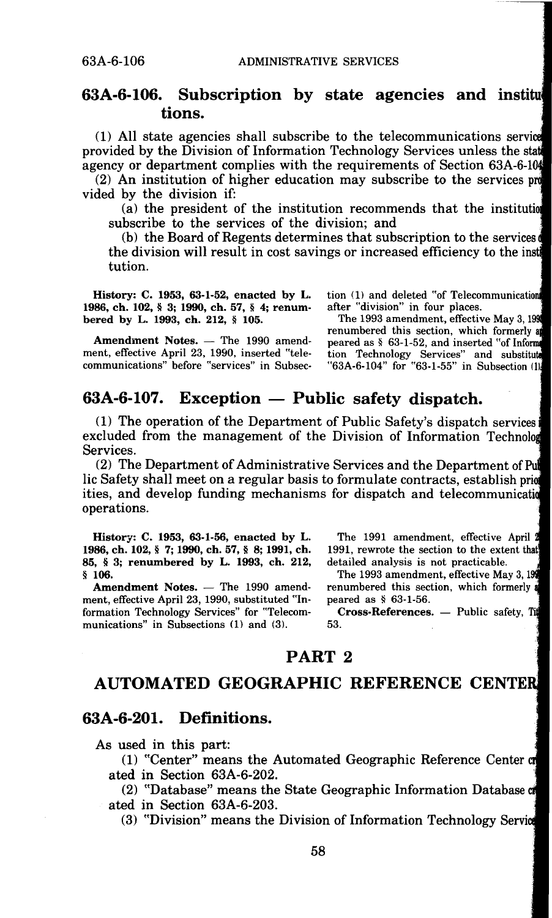## 63A-6-106. Subscription by state agencies and institutions.

(1) All state agencies shall subscribe to the telecommunications services provided by the Division of Information Technology Services unless the state agency or department complies with the requirements of Section 63A-6-104.

(2) An institution of higher education may subscribe to the services provided by the division if:

(a) the president of the institution recommends that the institution subscribe to the services of the division; and

(b) the Board of Regents determines that subscription to the services of the division will result in cost savings or increased efficiency to the institution.

**History: C. 1953, 63-1-52, enacted by L. 1986, ch. 102, § 3; 1990, ch. 57, § 4; renumbered by L. 1993, ch. 212, § 105.**

**Amendment Notes.** — The 1990 amendment, effective April 23, 1990, inserted "telecommunications" before "services" in Subsection (1) and deleted "of Telecommunications" after "division" in four places.

The 1993 amendment, effective May 3, 1993, renumbered this section, which formerly appeared as § 63-1-52, and inserted "of Information Technology Services" and substituted "63A-6-104" for "63-1-55" in Subsection (1).

## 63A-6-107. Exception — Public safety dispatch.

(1) The operation of the Department of Public Safety's dispatch services is excluded from the management of the Division of Information Technology Services.

(2) The Department of Administrative Services and the Department of Public Safety shall meet on a regular basis to formulate contracts, establish priorities, and develop funding mechanisms for dispatch and telecommunications operations.

**History: C. 1953, 63-1-56, enacted by L. 1986, ch. 102, § 7; 1990, ch. 57, § 8; 1991, ch. 85, § 3; renumbered by L. 1993, ch. 212, § 106.**

**Amendment Notes.** — The 1990 amendment, effective April 23, 1990, substituted "Information Technology Services" for "Telecommunications" in Subsections (1) and (3).

The 1991 amendment, effective April 29, 1991, rewrote the section to the extent that a detailed analysis is not practicable.

The 1993 amendment, effective May 3, 1993, renumbered this section, which formerly appeared as § 63-1-56.

**Cross-References.** — Public safety, Title 53.

# PART 2

# AUTOMATED GEOGRAPHIC REFERENCE CENTER

## 63A-6-201. Definitions.

As used in this part:

(1) "Center" means the Automated Geographic Reference Center created in Section 63A-6-202.

(2) "Database" means the State Geographic Information Database created in Section 63A-6-203.

(3) "Division" means the Division of Information Technology Services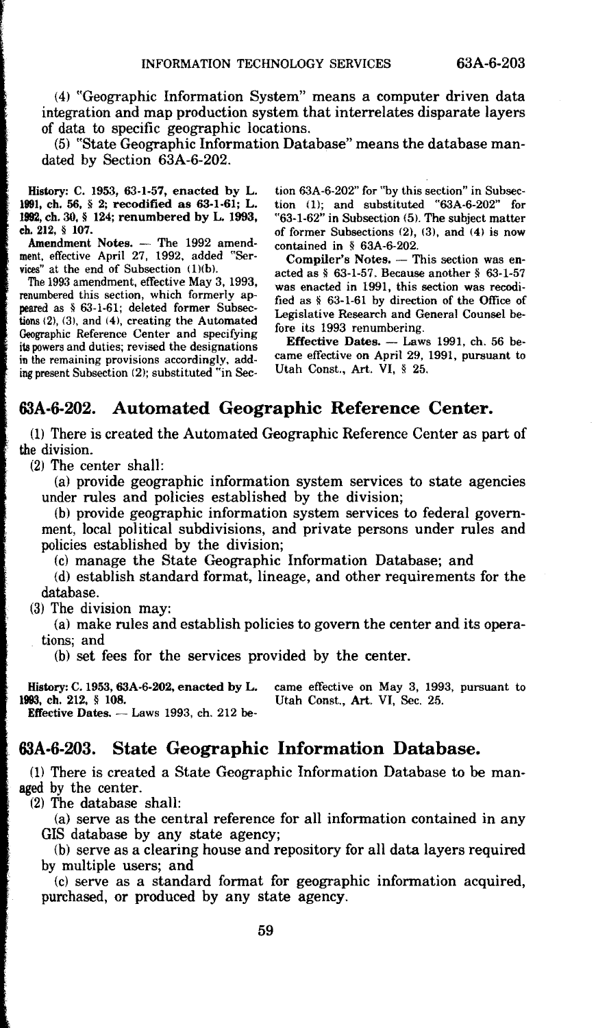(4) "Geographic Information System" means a computer driven data integration and map production system that interrelates disparate layers of data to specific geographic locations.

(5) "State Geographic Information Database" means the database mandated by Section 63A-6-202.

**History:** C. 1953, 63-1-57, enacted by L. 1991, ch. 56, § 2; recodified as 63-1-61; L. 1992, ch. 30, § 124; renumbered by L. 1993, ch. 212, § 107.

**Amendment Notes.** — The 1992 amendment, effective April 27, 1992, added "Services" at the end of Subsection (1)(b).

The 1993 amendment, effective May 3, 1993, renumbered this section, which formerly appeared as § 63-1-61; deleted former Subsections (2), (3), and (4), creating the Automated Geographic Reference Center and specifying its powers and duties; revised the designations in the remaining provisions accordingly, adding present Subsection (2); substituted "in Section 63A-6-202" for "by this section" in Subsection (1); and substituted "63A-6-202" for "63-1-62" in Subsection (5). The subject matter of former Subsections (2), (3), and (4) is now contained in § 63A-6-202.

**Compiler's Notes.** — This section was enacted as § 63-1-57. Because another § 63-1-57 was enacted in 1991, this section was recodified as § 63-1-61 by direction of the Office of Legislative Research and General Counsel before its 1993 renumbering.

**Effective Dates.** — Laws 1991, ch. 56 became effective on April 29, 1991, pursuant to Utah Const., Art. VI, § 25.

## 63A-6-202. Automated Geographic Reference Center.

(1) There is created the Automated Geographic Reference Center as part of the division.

(2) The center shall:

(a) provide geographic information system services to state agencies under rules and policies established by the division;

(b) provide geographic information system services to federal government, local political subdivisions, and private persons under rules and policies established by the division;

(c) manage the State Geographic Information Database; and

(d) establish standard format, lineage, and other requirements for the database.

(3) The division may:

(a) make rules and establish policies to govern the center and its operations; and

(b) set fees for the services provided by the center.

**History:** C. 1953, 63A-6-202, enacted by L. 1993, ch. 212, § 108.

**Effective Dates.** — Laws 1993, ch. 212 became effective on May 3, 1993, pursuant to Utah Const., Art. VI, Sec. 25.

## 63A-6-203. State Geographic Information Database.

(1) There is created a State Geographic Information Database to be managed by the center.

(2) The database shall:

(a) serve as the central reference for all information contained in any GIS database by any state agency;

(b) serve as a clearing house and repository for all data layers required by multiple users; and

(c) serve as a standard format for geographic information acquired, purchased, or produced by any state agency.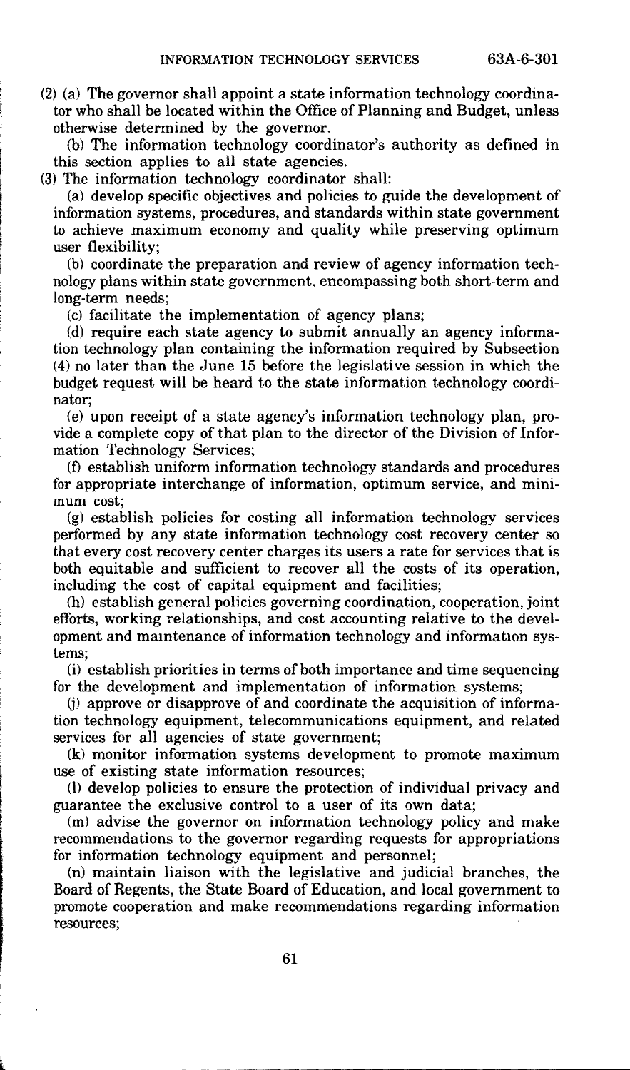(2) (a) The governor shall appoint a state information technology coordinator who shall be located within the Office of Planning and Budget, unless otherwise determined by the governor.

(b) The information technology coordinator's authority as defined in this section applies to all state agencies.

(3) The information technology coordinator shall:

(a) develop specific objectives and policies to guide the development of information systems, procedures, and standards within state government to achieve maximum economy and quality while preserving optimum user flexibility;

(b) coordinate the preparation and review of agency information technology plans within state government, encompassing both short-term and long-term needs;

(c) facilitate the implementation of agency plans;

(d) require each state agency to submit annually an agency information technology plan containing the information required by Subsection (4) no later than the June 15 before the legislative session in which the budget request will be heard to the state information technology coordinator;

(e) upon receipt of a state agency's information technology plan, provide a complete copy of that plan to the director of the Division of Information Technology Services;

(f) establish uniform information technology standards and procedures for appropriate interchange of information, optimum service, and minimum cost;

(g) establish policies for costing all information technology services performed by any state information technology cost recovery center so that every cost recovery center charges its users a rate for services that is both equitable and sufficient to recover all the costs of its operation, including the cost of capital equipment and facilities;

(h) establish general policies governing coordination, cooperation, joint efforts, working relationships, and cost accounting relative to the development and maintenance of information technology and information systems;

(i) establish priorities in terms of both importance and time sequencing for the development and implementation of information systems;

(j) approve or disapprove of and coordinate the acquisition of information technology equipment, telecommunications equipment, and related services for all agencies of state government;

(k) monitor information systems development to promote maximum use of existing state information resources;

(l) develop policies to ensure the protection of individual privacy and guarantee the exclusive control to a user of its own data;

(m) advise the governor on information technology policy and make recommendations to the governor regarding requests for appropriations for information technology equipment and personnel;

(n) maintain liaison with the legislative and judicial branches, the Board of Regents, the State Board of Education, and local government to promote cooperation and make recommendations regarding information resources;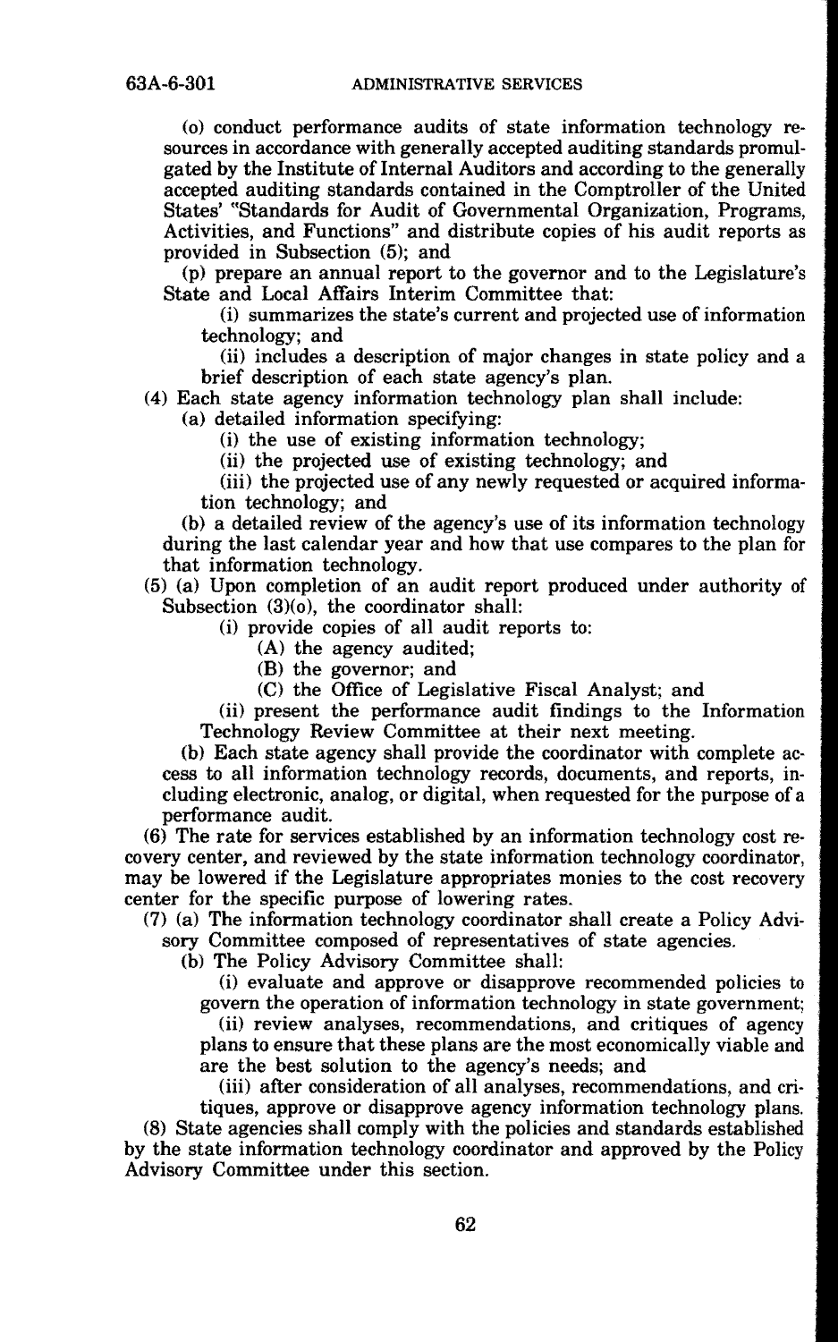(o) conduct performance audits of state information technology resources in accordance with generally accepted auditing standards promulgated by the Institute of Internal Auditors and according to the generally accepted auditing standards contained in the Comptroller of the United States' "Standards for Audit of Governmental Organization, Programs, Activities, and Functions" and distribute copies of his audit reports as provided in Subsection (5); and

(p) prepare an annual report to the governor and to the Legislature's State and Local Affairs Interim Committee that:

(i) summarizes the state's current and projected use of information technology; and

(ii) includes a description of major changes in state policy and a brief description of each state agency's plan.

(4) Each state agency information technology plan shall include:

(a) detailed information specifying:

(i) the use of existing information technology;

(ii) the projected use of existing technology; and

(iii) the projected use of any newly requested or acquired information technology; and

(b) a detailed review of the agency's use of its information technology during the last calendar year and how that use compares to the plan for that information technology.

(5) (a) Upon completion of an audit report produced under authority of Subsection (3)(o), the coordinator shall:

(i) provide copies of all audit reports to:

(A) the agency audited;

(B) the governor; and

(C) the Office of Legislative Fiscal Analyst; and

(ii) present the performance audit findings to the Information Technology Review Committee at their next meeting.

(b) Each state agency shall provide the coordinator with complete access to all information technology records, documents, and reports, including electronic, analog, or digital, when requested for the purpose of a performance audit.

(6) The rate for services established by an information technology cost recovery center, and reviewed by the state information technology coordinator, may be lowered if the Legislature appropriates monies to the cost recovery center for the specific purpose of lowering rates.

(7) (a) The information technology coordinator shall create a Policy Advisory Committee composed of representatives of state agencies.

(b) The Policy Advisory Committee shall:

(i) evaluate and approve or disapprove recommended policies to govern the operation of information technology in state government;

(ii) review analyses, recommendations, and critiques of agency plans to ensure that these plans are the most economically viable and are the best solution to the agency's needs; and

(iii) after consideration of all analyses, recommendations, and critiques, approve or disapprove agency information technology plans.

(8) State agencies shall comply with the policies and standards established by the state information technology coordinator and approved by the Policy Advisory Committee under this section.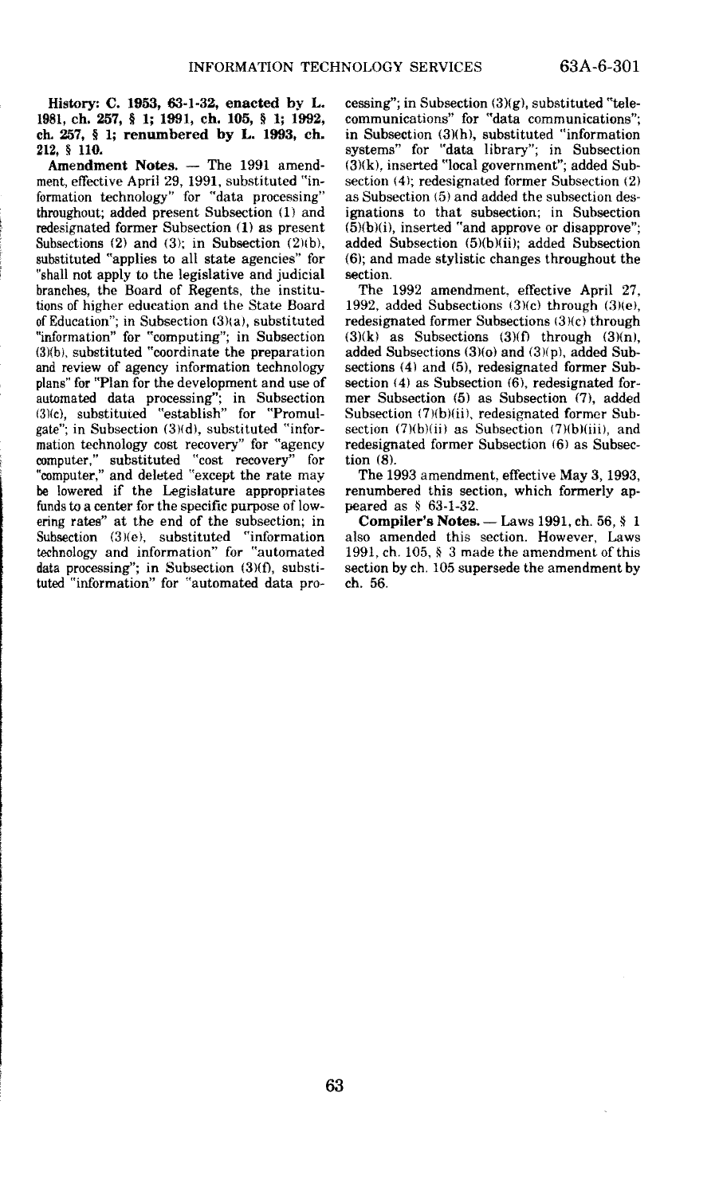**History: C. 1953, 63-1-32, enacted by L. 1981, ch. 257, § 1; 1991, ch. 105, § 1; 1992, ch. 257, § 1; renumbered by L. 1993, ch. 212, § 110.**

**Amendment Notes.** — The 1991 amendment, effective April 29, 1991, substituted "information technology" for "data processing" throughout; added present Subsection (1) and redesignated former Subsection (1) as present Subsections (2) and (3); in Subsection (2)(b), substituted "applies to all state agencies" for "shall not apply to the legislative and judicial branches, the Board of Regents, the institutions of higher education and the State Board of Education"; in Subsection (3)(a), substituted "information" for "computing"; in Subsection (3)(b), substituted "coordinate the preparation and review of agency information technology plans" for "Plan for the development and use of automated data processing"; in Subsection (3)(c), substituted "establish" for "Promulgate"; in Subsection (3)(d), substituted "information technology cost recovery" for "agency computer," substituted "cost recovery" for "computer," and deleted "except the rate may be lowered if the Legislature appropriates funds to a center for the specific purpose of lowering rates" at the end of the subsection; in Subsection (3)(e), substituted "information technology and information" for "automated data processing"; in Subsection (3)(f), substituted "information" for "automated data processing"; in Subsection (3)(g), substituted "telecommunications" for "data communications"; in Subsection (3)(h), substituted "information systems" for "data library"; in Subsection (3)(k), inserted "local government"; added Subsection (4); redesignated former Subsection (2) as Subsection (5) and added the subsection designations to that subsection; in Subsection (5)(b)(i), inserted "and approve or disapprove"; added Subsection (5)(b)(ii); added Subsection (6); and made stylistic changes throughout the section.

The 1992 amendment, effective April 27, 1992, added Subsections (3)(c) through (3)(e), redesignated former Subsections (3)(c) through (3)(k) as Subsections (3)(f) through (3)(n), added Subsections (3)(o) and (3)(p), added Subsections (4) and (5), redesignated former Subsection (4) as Subsection (6), redesignated former Subsection (5) as Subsection (7), added Subsection (7)(b)(ii), redesignated former Subsection (7)(b)(ii) as Subsection (7)(b)(iii), and redesignated former Subsection (6) as Subsection (8).

The 1993 amendment, effective May 3, 1993, renumbered this section, which formerly appeared as § 63-1-32.

**Compiler's Notes.** — Laws 1991, ch. 56, § 1 also amended this section. However, Laws 1991, ch. 105, § 3 made the amendment of this section by ch. 105 supersede the amendment by ch. 56.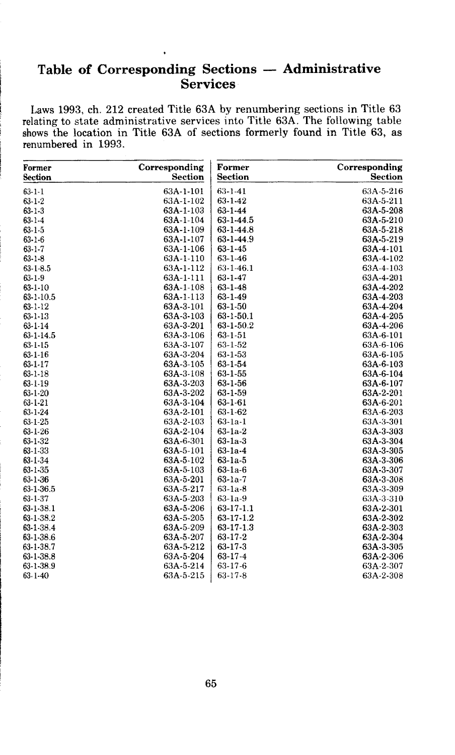## Table of Corresponding Sections — Administrative Services

Laws 1993, ch. 212 created Title 63A by renumbering sections in Title 63 relating to state administrative services into Title 63A. The following table shows the location in Title 63A of sections formerly found in Title 63, as renumbered in 1993.

| Former Section | Corresponding Section | Former Section | Corresponding Section |
|---|---|---|---|
| 63-1-1 | 63A-1-101 | 63-1-41 | 63A-5-216 |
| 63-1-2 | 63A-1-102 | 63-1-42 | 63A-5-211 |
| 63-1-3 | 63A-1-103 | 63-1-44 | 63A-5-208 |
| 63-1-4 | 63A-1-104 | 63-1-44.5 | 63A-5-210 |
| 63-1-5 | 63A-1-109 | 63-1-44.8 | 63A-5-218 |
| 63-1-6 | 63A-1-107 | 63-1-44.9 | 63A-5-219 |
| 63-1-7 | 63A-1-106 | 63-1-45 | 63A-4-101 |
| 63-1-8 | 63A-1-110 | 63-1-46 | 63A-4-102 |
| 63-1-8.5 | 63A-1-112 | 63-1-46.1 | 63A-4-103 |
| 63-1-9 | 63A-1-111 | 63-1-47 | 63A-4-201 |
| 63-1-10 | 63A-1-108 | 63-1-48 | 63A-4-202 |
| 63-1-10.5 | 63A-1-113 | 63-1-49 | 63A-4-203 |
| 63-1-12 | 63A-3-101 | 63-1-50 | 63A-4-204 |
| 63-1-13 | 63A-3-103 | 63-1-50.1 | 63A-4-205 |
| 63-1-14 | 63A-3-201 | 63-1-50.2 | 63A-4-206 |
| 63-1-14.5 | 63A-3-106 | 63-1-51 | 63A-6-101 |
| 63-1-15 | 63A-3-107 | 63-1-52 | 63A-6-106 |
| 63-1-16 | 63A-3-204 | 63-1-53 | 63A-6-105 |
| 63-1-17 | 63A-3-105 | 63-1-54 | 63A-6-103 |
| 63-1-18 | 63A-3-108 | 63-1-55 | 63A-6-104 |
| 63-1-19 | 63A-3-203 | 63-1-56 | 63A-6-107 |
| 63-1-20 | 63A-3-202 | 63-1-59 | 63A-2-201 |
| 63-1-21 | 63A-3-104 | 63-1-61 | 63A-6-201 |
| 63-1-24 | 63A-2-101 | 63-1-62 | 63A-6-203 |
| 63-1-25 | 63A-2-103 | 63-1a-1 | 63A-3-301 |
| 63-1-26 | 63A-2-104 | 63-1a-2 | 63A-3-303 |
| 63-1-32 | 63A-6-301 | 63-1a-3 | 63A-3-304 |
| 63-1-33 | 63A-5-101 | 63-1a-4 | 63A-3-305 |
| 63-1-34 | 63A-5-102 | 63-1a-5 | 63A-3-306 |
| 63-1-35 | 63A-5-103 | 63-1a-6 | 63A-3-307 |
| 63-1-36 | 63A-5-201 | 63-1a-7 | 63A-3-308 |
| 63-1-36.5 | 63A-5-217 | 63-1a-8 | 63A-3-309 |
| 63-1-37 | 63A-5-203 | 63-1a-9 | 63A-3-310 |
| 63-1-38.1 | 63A-5-206 | 63-17-1.1 | 63A-2-301 |
| 63-1-38.2 | 63A-5-205 | 63-17-1.2 | 63A-2-302 |
| 63-1-38.4 | 63A-5-209 | 63-17-1.3 | 63A-2-303 |
| 63-1-38.6 | 63A-5-207 | 63-17-2 | 63A-2-304 |
| 63-1-38.7 | 63A-5-212 | 63-17-3 | 63A-3-305 |
| 63-1-38.8 | 63A-5-204 | 63-17-4 | 63A-2-306 |
| 63-1-38.9 | 63A-5-214 | 63-17-6 | 63A-2-307 |
| 63-1-40 | 63A-5-215 | 63-17-8 | 63A-2-308 |